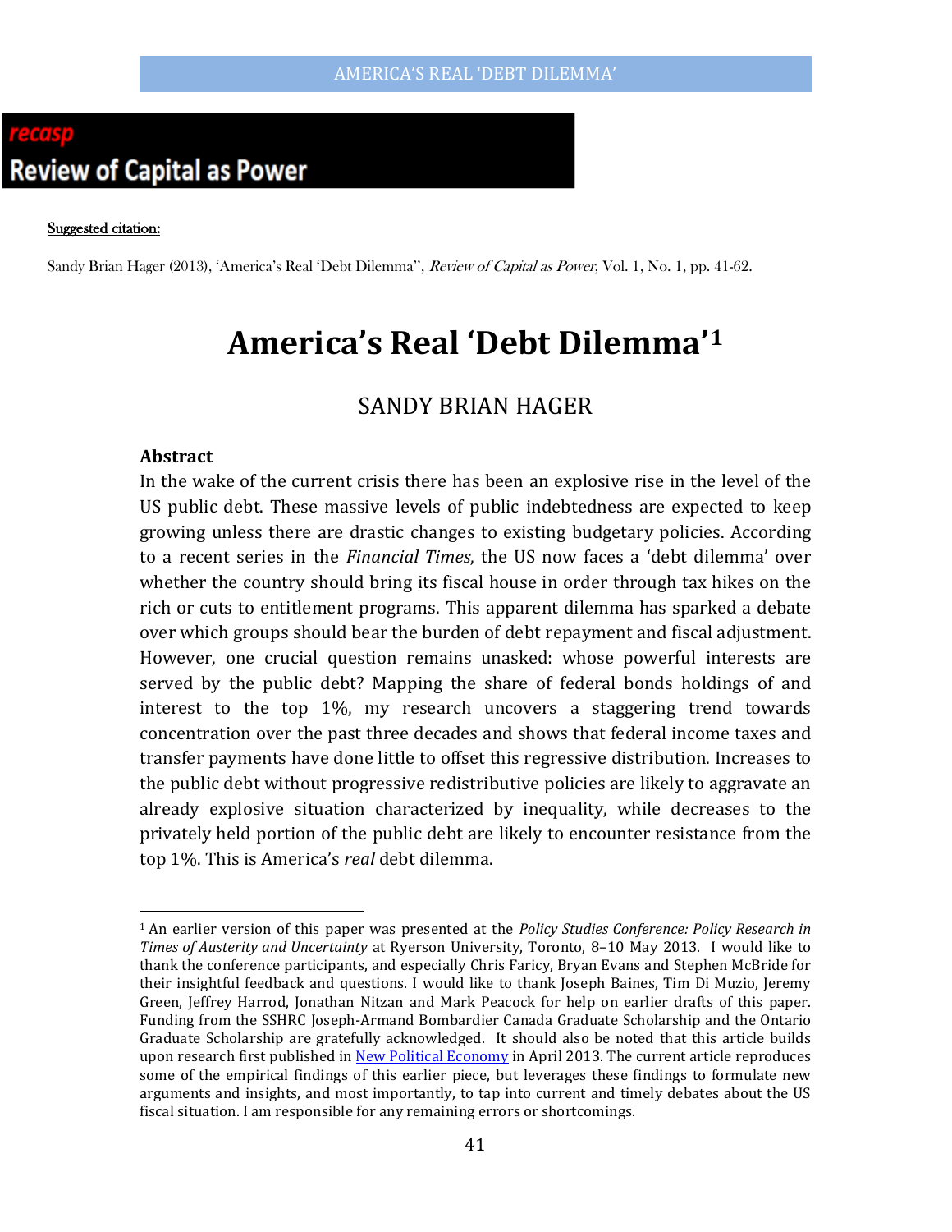recasp

Review of Capital as Power

Suggested citation:

Sandy Brian Hager (2013), 'America's Real 'Debt Dilemma'', *Review of Capital as Power*, Vol. 1, No. 1, pp. 41-62.

# America's Real 'Debt Dilemma'[1]

SANDY BRIAN HAGER

### Abstract

In the wake of the current crisis there has been an explosive rise in the level of the US public debt. These massive levels of public indebtedness are expected to keep growing unless there are drastic changes to existing budgetary policies. According to a recent series in the *Financial Times*, the US now faces a 'debt dilemma' over whether the country should bring its fiscal house in order through tax hikes on the rich or cuts to entitlement programs. This apparent dilemma has sparked a debate over which groups should bear the burden of debt repayment and fiscal adjustment. However, one crucial question remains unasked: whose powerful interests are served by the public debt? Mapping the share of federal bonds holdings of and interest to the top 1%, my research uncovers a staggering trend towards concentration over the past three decades and shows that federal income taxes and transfer payments have done little to offset this regressive distribution. Increases to the public debt without progressive redistributive policies are likely to aggravate an already explosive situation characterized by inequality, while decreases to the privately held portion of the public debt are likely to encounter resistance from the top 1%. This is America's *real* debt dilemma.

---

[1] An earlier version of this paper was presented at the *Policy Studies Conference: Policy Research in Times of Austerity and Uncertainty* at Ryerson University, Toronto, 8–10 May 2013. I would like to thank the conference participants, and especially Chris Faricy, Bryan Evans and Stephen McBride for their insightful feedback and questions. I would like to thank Joseph Baines, Tim Di Muzio, Jeremy Green, Jeffrey Harrod, Jonathan Nitzan and Mark Peacock for help on earlier drafts of this paper. Funding from the SSHRC Joseph-Armand Bombardier Canada Graduate Scholarship and the Ontario Graduate Scholarship are gratefully acknowledged. It should also be noted that this article builds upon research first published in New Political Economy in April 2013. The current article reproduces some of the empirical findings of this earlier piece, but leverages these findings to formulate new arguments and insights, and most importantly, to tap into current and timely debates about the US fiscal situation. I am responsible for any remaining errors or shortcomings.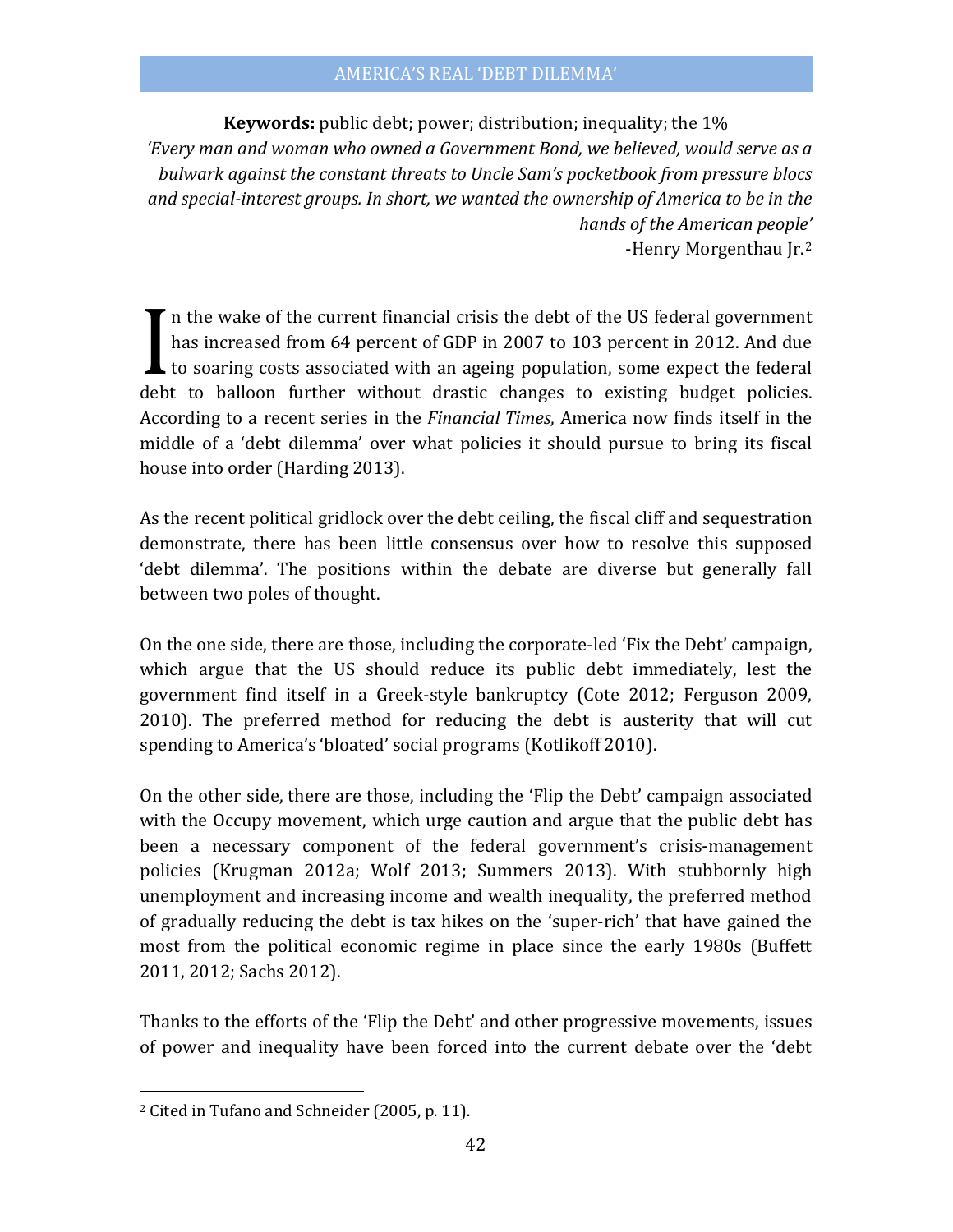**Keywords:** public debt; power; distribution; inequality; the 1%

*'Every man and woman who owned a Government Bond, we believed, would serve as a bulwark against the constant threats to Uncle Sam's pocketbook from pressure blocs and special-interest groups. In short, we wanted the ownership of America to be in the hands of the American people'*

-Henry Morgenthau Jr.[2]

In the wake of the current financial crisis the debt of the US federal government has increased from 64 percent of GDP in 2007 to 103 percent in 2012. And due to soaring costs associated with an ageing population, some expect the federal debt to balloon further without drastic changes to existing budget policies. According to a recent series in the *Financial Times*, America now finds itself in the middle of a 'debt dilemma' over what policies it should pursue to bring its fiscal house into order (Harding 2013).

As the recent political gridlock over the debt ceiling, the fiscal cliff and sequestration demonstrate, there has been little consensus over how to resolve this supposed 'debt dilemma'. The positions within the debate are diverse but generally fall between two poles of thought.

On the one side, there are those, including the corporate-led 'Fix the Debt' campaign, which argue that the US should reduce its public debt immediately, lest the government find itself in a Greek-style bankruptcy (Cote 2012; Ferguson 2009, 2010). The preferred method for reducing the debt is austerity that will cut spending to America's 'bloated' social programs (Kotlikoff 2010).

On the other side, there are those, including the 'Flip the Debt' campaign associated with the Occupy movement, which urge caution and argue that the public debt has been a necessary component of the federal government's crisis-management policies (Krugman 2012a; Wolf 2013; Summers 2013). With stubbornly high unemployment and increasing income and wealth inequality, the preferred method of gradually reducing the debt is tax hikes on the 'super-rich' that have gained the most from the political economic regime in place since the early 1980s (Buffett 2011, 2012; Sachs 2012).

Thanks to the efforts of the 'Flip the Debt' and other progressive movements, issues of power and inequality have been forced into the current debate over the 'debt

[2] Cited in Tufano and Schneider (2005, p. 11).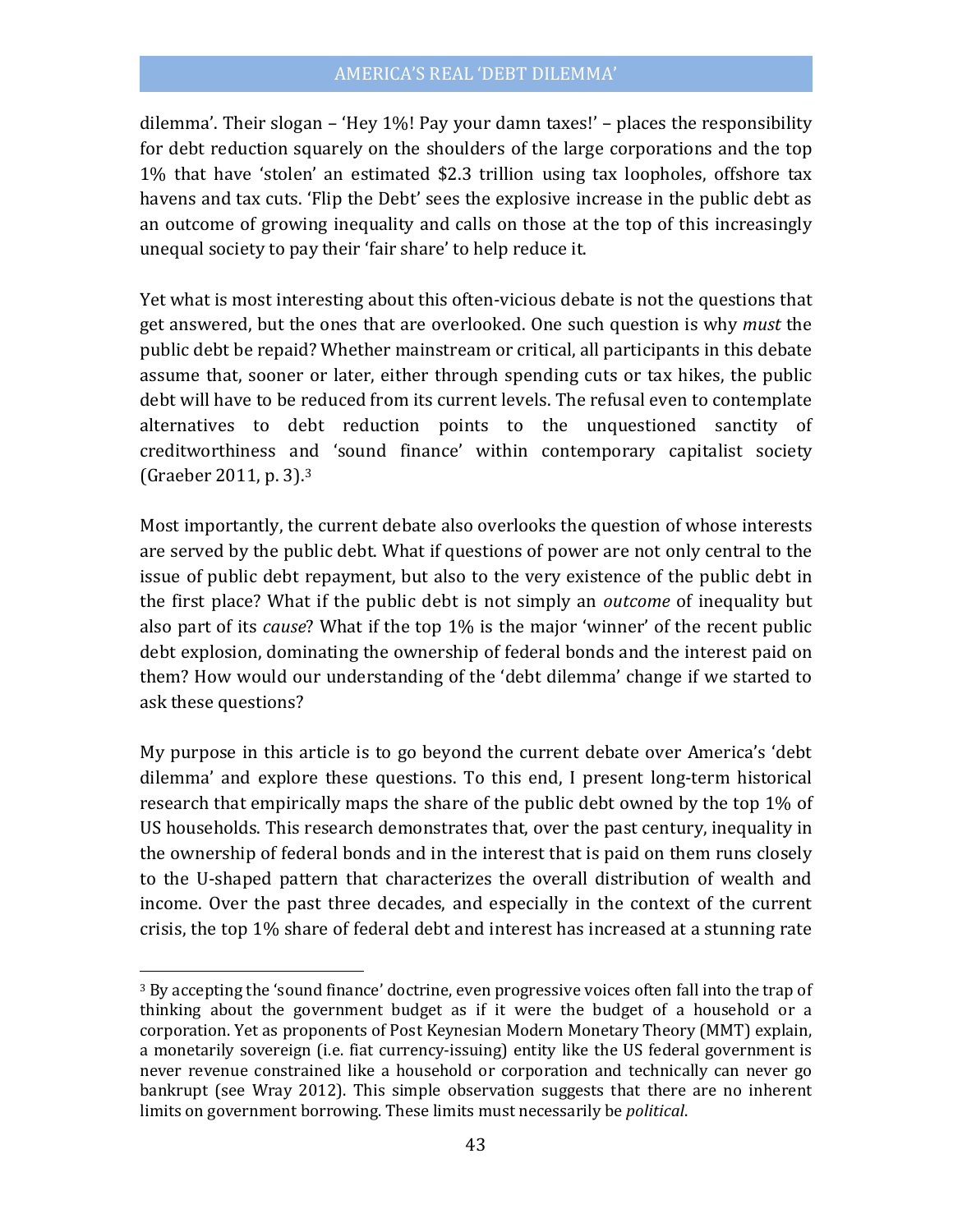dilemma'. Their slogan – 'Hey 1%! Pay your damn taxes!' – places the responsibility for debt reduction squarely on the shoulders of the large corporations and the top 1% that have 'stolen' an estimated $2.3 trillion using tax loopholes, offshore tax havens and tax cuts. 'Flip the Debt' sees the explosive increase in the public debt as an outcome of growing inequality and calls on those at the top of this increasingly unequal society to pay their 'fair share' to help reduce it.

Yet what is most interesting about this often-vicious debate is not the questions that get answered, but the ones that are overlooked. One such question is why *must* the public debt be repaid? Whether mainstream or critical, all participants in this debate assume that, sooner or later, either through spending cuts or tax hikes, the public debt will have to be reduced from its current levels. The refusal even to contemplate alternatives to debt reduction points to the unquestioned sanctity of creditworthiness and 'sound finance' within contemporary capitalist society (Graeber 2011, p. 3).[3]

Most importantly, the current debate also overlooks the question of whose interests are served by the public debt. What if questions of power are not only central to the issue of public debt repayment, but also to the very existence of the public debt in the first place? What if the public debt is not simply an *outcome* of inequality but also part of its *cause*? What if the top 1% is the major 'winner' of the recent public debt explosion, dominating the ownership of federal bonds and the interest paid on them? How would our understanding of the 'debt dilemma' change if we started to ask these questions?

My purpose in this article is to go beyond the current debate over America's 'debt dilemma' and explore these questions. To this end, I present long-term historical research that empirically maps the share of the public debt owned by the top 1% of US households. This research demonstrates that, over the past century, inequality in the ownership of federal bonds and in the interest that is paid on them runs closely to the U-shaped pattern that characterizes the overall distribution of wealth and income. Over the past three decades, and especially in the context of the current crisis, the top 1% share of federal debt and interest has increased at a stunning rate

[3] By accepting the 'sound finance' doctrine, even progressive voices often fall into the trap of thinking about the government budget as if it were the budget of a household or a corporation. Yet as proponents of Post Keynesian Modern Monetary Theory (MMT) explain, a monetarily sovereign (i.e. fiat currency-issuing) entity like the US federal government is never revenue constrained like a household or corporation and technically can never go bankrupt (see Wray 2012). This simple observation suggests that there are no inherent limits on government borrowing. These limits must necessarily be *political*.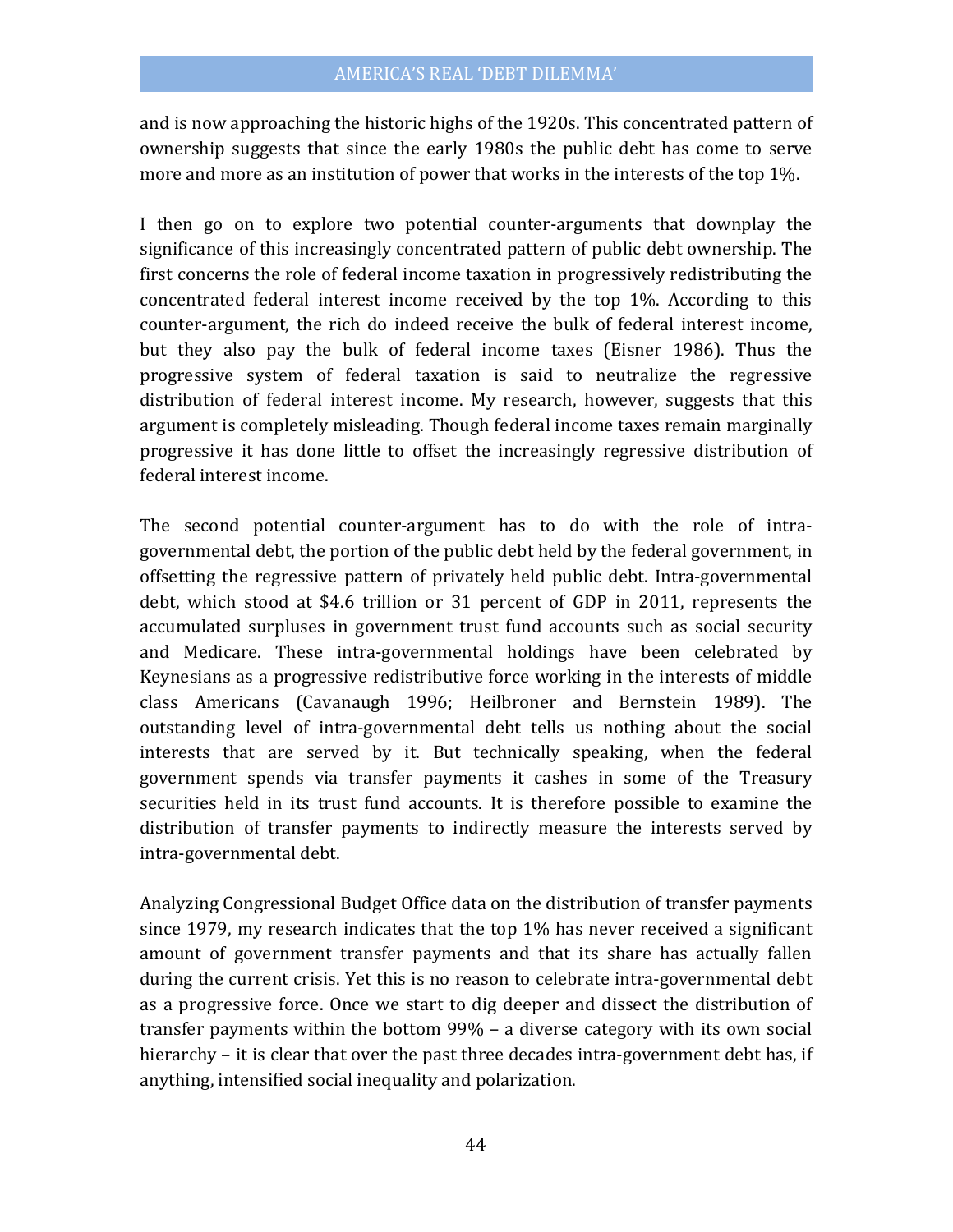and is now approaching the historic highs of the 1920s. This concentrated pattern of ownership suggests that since the early 1980s the public debt has come to serve more and more as an institution of power that works in the interests of the top 1%.

I then go on to explore two potential counter-arguments that downplay the significance of this increasingly concentrated pattern of public debt ownership. The first concerns the role of federal income taxation in progressively redistributing the concentrated federal interest income received by the top 1%. According to this counter-argument, the rich do indeed receive the bulk of federal interest income, but they also pay the bulk of federal income taxes (Eisner 1986). Thus the progressive system of federal taxation is said to neutralize the regressive distribution of federal interest income. My research, however, suggests that this argument is completely misleading. Though federal income taxes remain marginally progressive it has done little to offset the increasingly regressive distribution of federal interest income.

The second potential counter-argument has to do with the role of intra-governmental debt, the portion of the public debt held by the federal government, in offsetting the regressive pattern of privately held public debt. Intra-governmental debt, which stood at $4.6 trillion or 31 percent of GDP in 2011, represents the accumulated surpluses in government trust fund accounts such as social security and Medicare. These intra-governmental holdings have been celebrated by Keynesians as a progressive redistributive force working in the interests of middle class Americans (Cavanaugh 1996; Heilbroner and Bernstein 1989). The outstanding level of intra-governmental debt tells us nothing about the social interests that are served by it. But technically speaking, when the federal government spends via transfer payments it cashes in some of the Treasury securities held in its trust fund accounts. It is therefore possible to examine the distribution of transfer payments to indirectly measure the interests served by intra-governmental debt.

Analyzing Congressional Budget Office data on the distribution of transfer payments since 1979, my research indicates that the top 1% has never received a significant amount of government transfer payments and that its share has actually fallen during the current crisis. Yet this is no reason to celebrate intra-governmental debt as a progressive force. Once we start to dig deeper and dissect the distribution of transfer payments within the bottom 99% – a diverse category with its own social hierarchy – it is clear that over the past three decades intra-government debt has, if anything, intensified social inequality and polarization.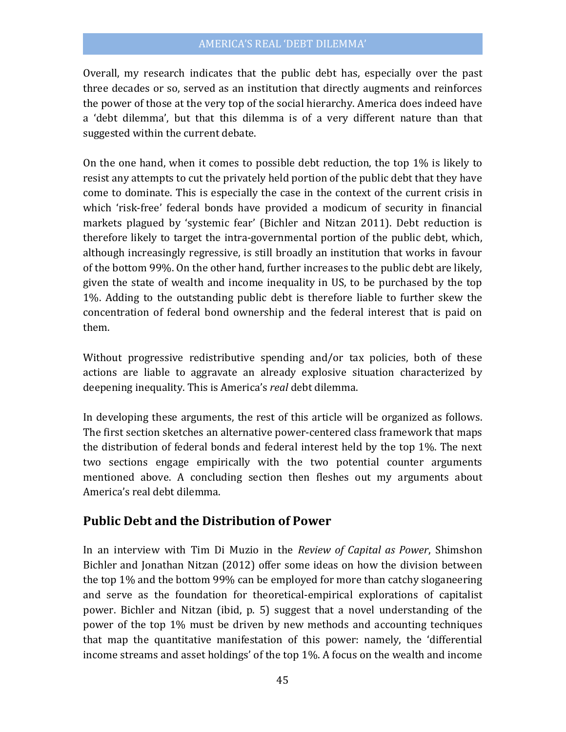Overall, my research indicates that the public debt has, especially over the past three decades or so, served as an institution that directly augments and reinforces the power of those at the very top of the social hierarchy. America does indeed have a 'debt dilemma', but that this dilemma is of a very different nature than that suggested within the current debate.

On the one hand, when it comes to possible debt reduction, the top 1% is likely to resist any attempts to cut the privately held portion of the public debt that they have come to dominate. This is especially the case in the context of the current crisis in which 'risk-free' federal bonds have provided a modicum of security in financial markets plagued by 'systemic fear' (Bichler and Nitzan 2011). Debt reduction is therefore likely to target the intra-governmental portion of the public debt, which, although increasingly regressive, is still broadly an institution that works in favour of the bottom 99%. On the other hand, further increases to the public debt are likely, given the state of wealth and income inequality in US, to be purchased by the top 1%. Adding to the outstanding public debt is therefore liable to further skew the concentration of federal bond ownership and the federal interest that is paid on them.

Without progressive redistributive spending and/or tax policies, both of these actions are liable to aggravate an already explosive situation characterized by deepening inequality. This is America's *real* debt dilemma.

In developing these arguments, the rest of this article will be organized as follows. The first section sketches an alternative power-centered class framework that maps the distribution of federal bonds and federal interest held by the top 1%. The next two sections engage empirically with the two potential counter arguments mentioned above. A concluding section then fleshes out my arguments about America's real debt dilemma.

## Public Debt and the Distribution of Power

In an interview with Tim Di Muzio in the *Review of Capital as Power*, Shimshon Bichler and Jonathan Nitzan (2012) offer some ideas on how the division between the top 1% and the bottom 99% can be employed for more than catchy sloganeering and serve as the foundation for theoretical-empirical explorations of capitalist power. Bichler and Nitzan (ibid, p. 5) suggest that a novel understanding of the power of the top 1% must be driven by new methods and accounting techniques that map the quantitative manifestation of this power: namely, the 'differential income streams and asset holdings' of the top 1%. A focus on the wealth and income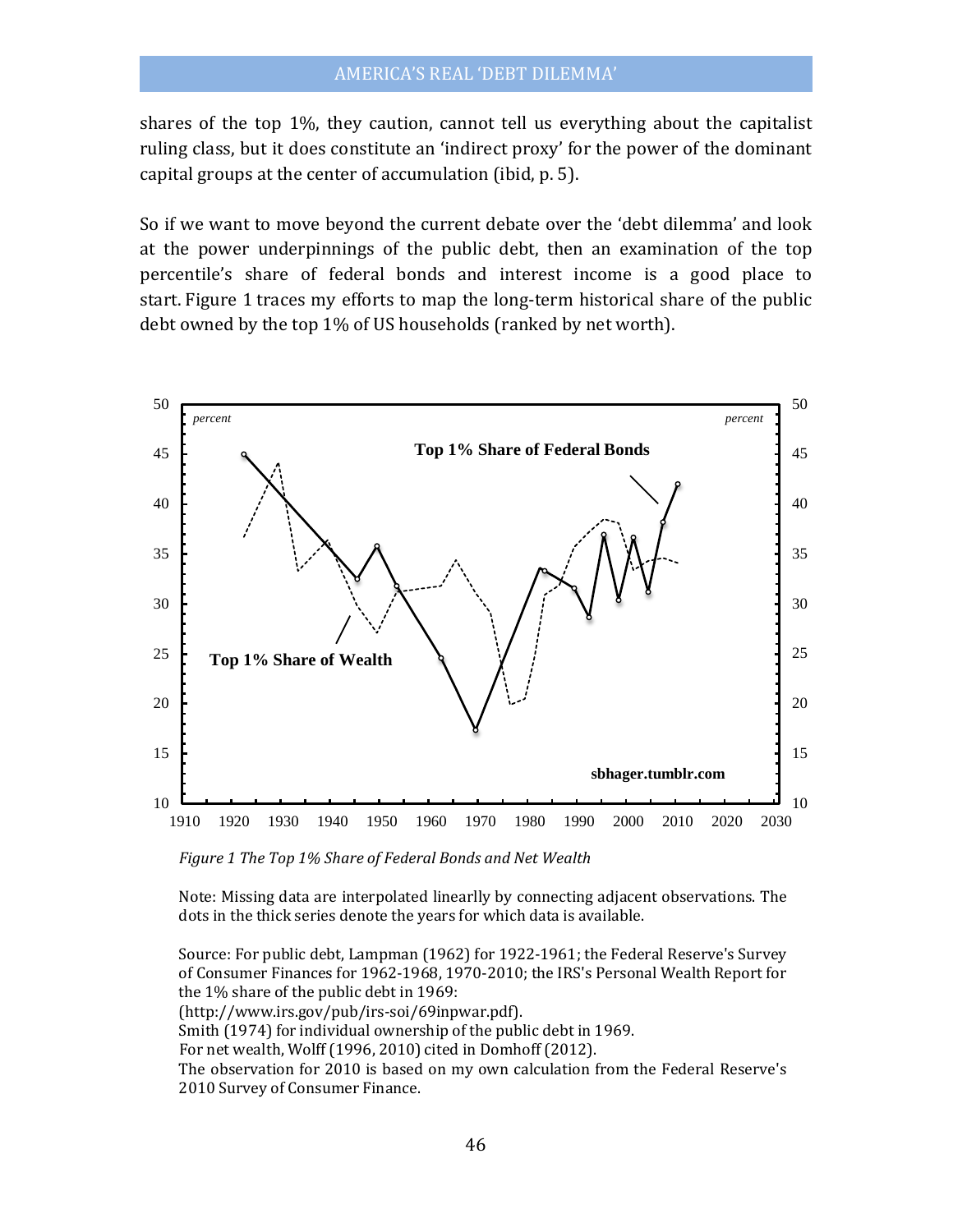shares of the top 1%, they caution, cannot tell us everything about the capitalist ruling class, but it does constitute an 'indirect proxy' for the power of the dominant capital groups at the center of accumulation (ibid, p. 5).

So if we want to move beyond the current debate over the 'debt dilemma' and look at the power underpinnings of the public debt, then an examination of the top percentile's share of federal bonds and interest income is a good place to start. Figure 1 traces my efforts to map the long-term historical share of the public debt owned by the top 1% of US households (ranked by net worth).

percent

percent

Top 1% Share of Federal Bonds

Top 1% Share of Wealth

sbhager.tumblr.com

50
45
40
35
30
25
20
15
10

1910 1920 1930 1940 1950 1960 1970 1980 1990 2000 2010 2020 2030

*Figure 1 The Top 1% Share of Federal Bonds and Net Wealth*

Note: Missing data are interpolated linearlly by connecting adjacent observations. The dots in the thick series denote the years for which data is available.

Source: For public debt, Lampman (1962) for 1922-1961; the Federal Reserve's Survey of Consumer Finances for 1962-1968, 1970-2010; the IRS's Personal Wealth Report for the 1% share of the public debt in 1969:
(http://www.irs.gov/pub/irs-soi/69inpwar.pdf).
Smith (1974) for individual ownership of the public debt in 1969.
For net wealth, Wolff (1996, 2010) cited in Domhoff (2012).
The observation for 2010 is based on my own calculation from the Federal Reserve's 2010 Survey of Consumer Finance.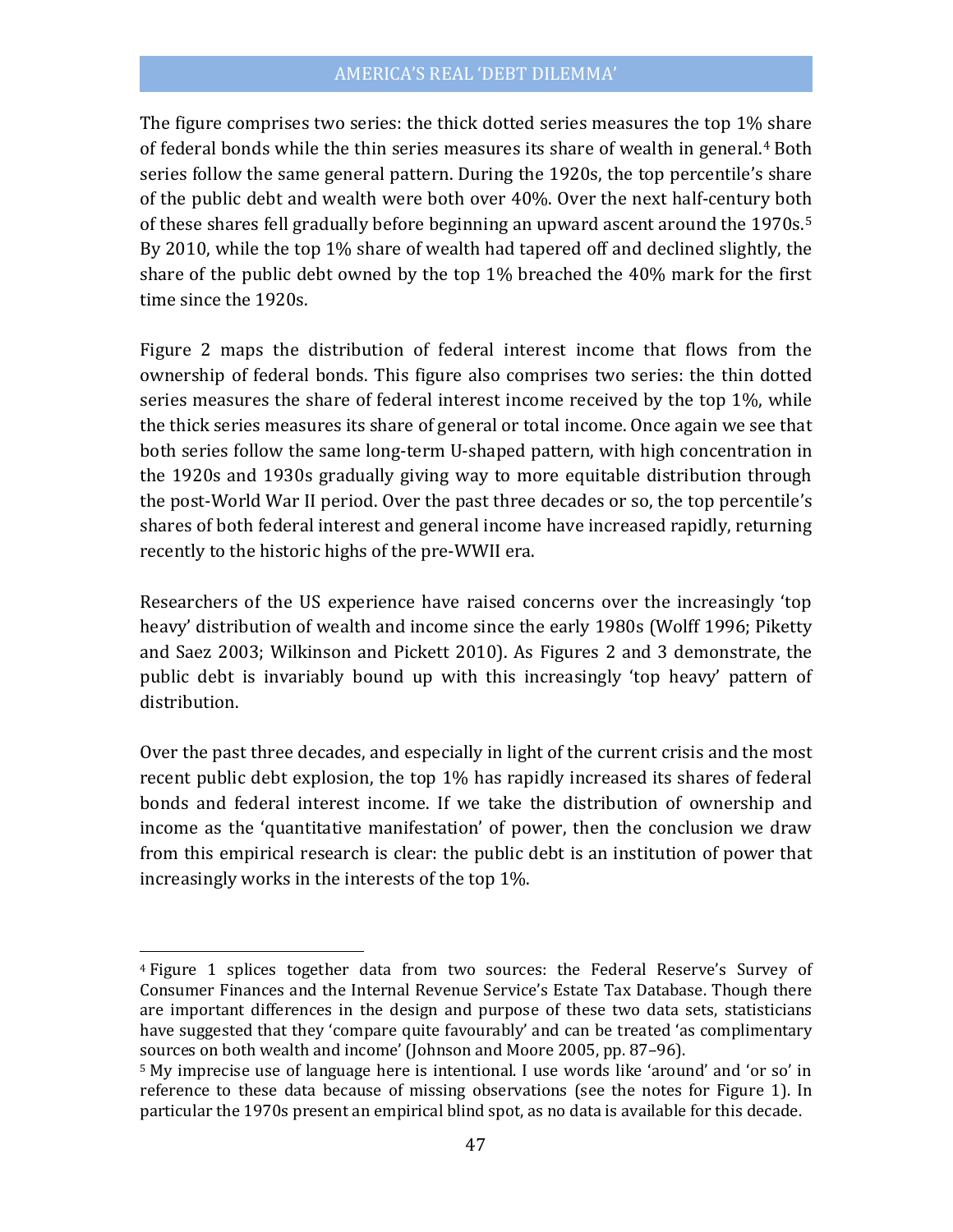The figure comprises two series: the thick dotted series measures the top 1% share of federal bonds while the thin series measures its share of wealth in general.[4] Both series follow the same general pattern. During the 1920s, the top percentile's share of the public debt and wealth were both over 40%. Over the next half-century both of these shares fell gradually before beginning an upward ascent around the 1970s.[5] By 2010, while the top 1% share of wealth had tapered off and declined slightly, the share of the public debt owned by the top 1% breached the 40% mark for the first time since the 1920s.

Figure 2 maps the distribution of federal interest income that flows from the ownership of federal bonds. This figure also comprises two series: the thin dotted series measures the share of federal interest income received by the top 1%, while the thick series measures its share of general or total income. Once again we see that both series follow the same long-term U-shaped pattern, with high concentration in the 1920s and 1930s gradually giving way to more equitable distribution through the post-World War II period. Over the past three decades or so, the top percentile's shares of both federal interest and general income have increased rapidly, returning recently to the historic highs of the pre-WWII era.

Researchers of the US experience have raised concerns over the increasingly 'top heavy' distribution of wealth and income since the early 1980s (Wolff 1996; Piketty and Saez 2003; Wilkinson and Pickett 2010). As Figures 2 and 3 demonstrate, the public debt is invariably bound up with this increasingly 'top heavy' pattern of distribution.

Over the past three decades, and especially in light of the current crisis and the most recent public debt explosion, the top 1% has rapidly increased its shares of federal bonds and federal interest income. If we take the distribution of ownership and income as the 'quantitative manifestation' of power, then the conclusion we draw from this empirical research is clear: the public debt is an institution of power that increasingly works in the interests of the top 1%.

---

[4] Figure 1 splices together data from two sources: the Federal Reserve's Survey of Consumer Finances and the Internal Revenue Service's Estate Tax Database. Though there are important differences in the design and purpose of these two data sets, statisticians have suggested that they 'compare quite favourably' and can be treated 'as complimentary sources on both wealth and income' (Johnson and Moore 2005, pp. 87–96).

[5] My imprecise use of language here is intentional. I use words like 'around' and 'or so' in reference to these data because of missing observations (see the notes for Figure 1). In particular the 1970s present an empirical blind spot, as no data is available for this decade.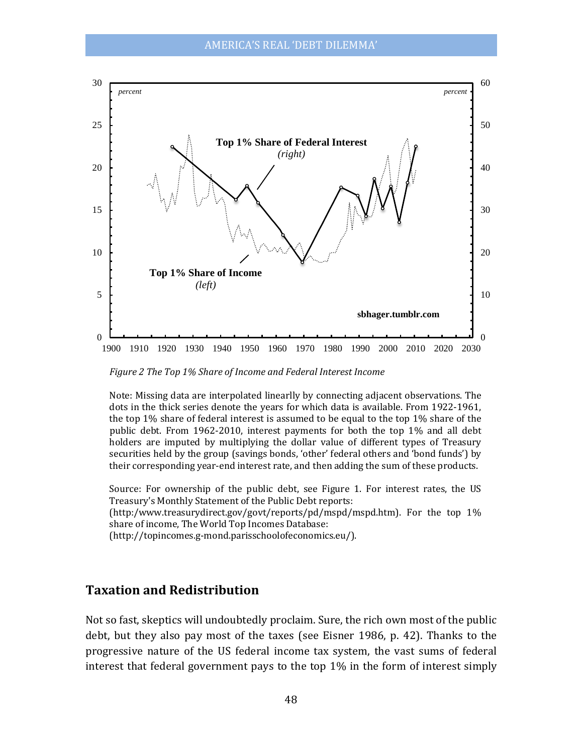30
25
20
15
10
5
0

percent

Top 1% Share of Federal Interest
*(right)*

Top 1% Share of Income
*(left)*

percent

60
50
40
30
20
10
0

sbhager.tumblr.com

1900 1910 1920 1930 1940 1950 1960 1970 1980 1990 2000 2010 2020 2030

*Figure 2 The Top 1% Share of Income and Federal Interest Income*

Note: Missing data are interpolated linearlly by connecting adjacent observations. The dots in the thick series denote the years for which data is available. From 1922-1961, the top 1% share of federal interest is assumed to be equal to the top 1% share of the public debt. From 1962-2010, interest payments for both the top 1% and all debt holders are imputed by multiplying the dollar value of different types of Treasury securities held by the group (savings bonds, 'other' federal others and 'bond funds') by their corresponding year-end interest rate, and then adding the sum of these products.

Source: For ownership of the public debt, see Figure 1. For interest rates, the US Treasury's Monthly Statement of the Public Debt reports: (http:/www.treasurydirect.gov/govt/reports/pd/mspd/mspd.htm). For the top 1% share of income, The World Top Incomes Database: (http://topincomes.g-mond.parisschoolofeconomics.eu/).

## Taxation and Redistribution

Not so fast, skeptics will undoubtedly proclaim. Sure, the rich own most of the public debt, but they also pay most of the taxes (see Eisner 1986, p. 42). Thanks to the progressive nature of the US federal income tax system, the vast sums of federal interest that federal government pays to the top 1% in the form of interest simply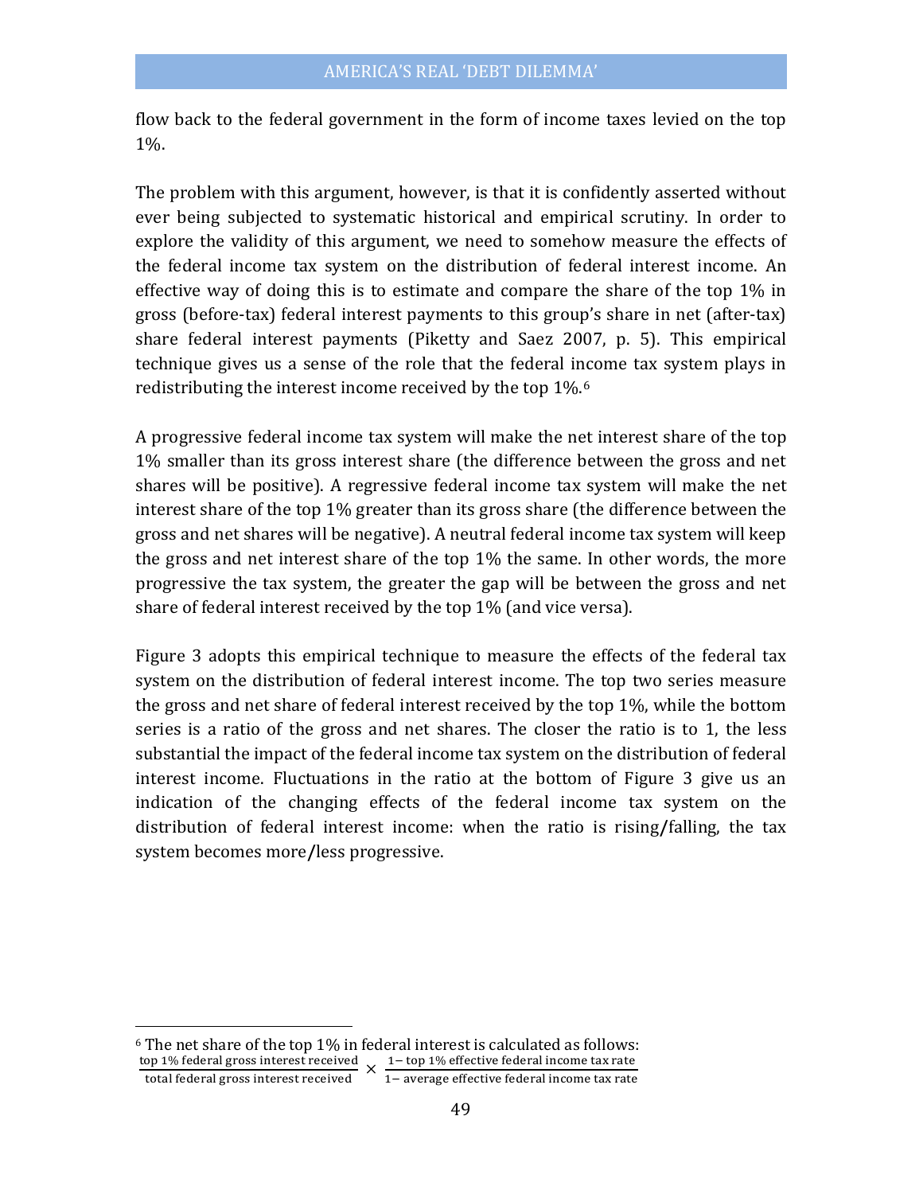flow back to the federal government in the form of income taxes levied on the top 1%.

The problem with this argument, however, is that it is confidently asserted without ever being subjected to systematic historical and empirical scrutiny. In order to explore the validity of this argument, we need to somehow measure the effects of the federal income tax system on the distribution of federal interest income. An effective way of doing this is to estimate and compare the share of the top 1% in gross (before-tax) federal interest payments to this group's share in net (after-tax) share federal interest payments (Piketty and Saez 2007, p. 5). This empirical technique gives us a sense of the role that the federal income tax system plays in redistributing the interest income received by the top 1%.[6]

A progressive federal income tax system will make the net interest share of the top 1% smaller than its gross interest share (the difference between the gross and net shares will be positive). A regressive federal income tax system will make the net interest share of the top 1% greater than its gross share (the difference between the gross and net shares will be negative). A neutral federal income tax system will keep the gross and net interest share of the top 1% the same. In other words, the more progressive the tax system, the greater the gap will be between the gross and net share of federal interest received by the top 1% (and vice versa).

Figure 3 adopts this empirical technique to measure the effects of the federal tax system on the distribution of federal interest income. The top two series measure the gross and net share of federal interest received by the top 1%, while the bottom series is a ratio of the gross and net shares. The closer the ratio is to 1, the less substantial the impact of the federal income tax system on the distribution of federal interest income. Fluctuations in the ratio at the bottom of Figure 3 give us an indication of the changing effects of the federal income tax system on the distribution of federal interest income: when the ratio is rising/falling, the tax system becomes more/less progressive.

[6] The net share of the top 1% in federal interest is calculated as follows:

$$\frac{\text{top 1\% federal gross interest received}}{\text{total federal gross interest received}} \times \frac{1-\text{top 1\% effective federal income tax rate}}{1-\text{average effective federal income tax rate}}$$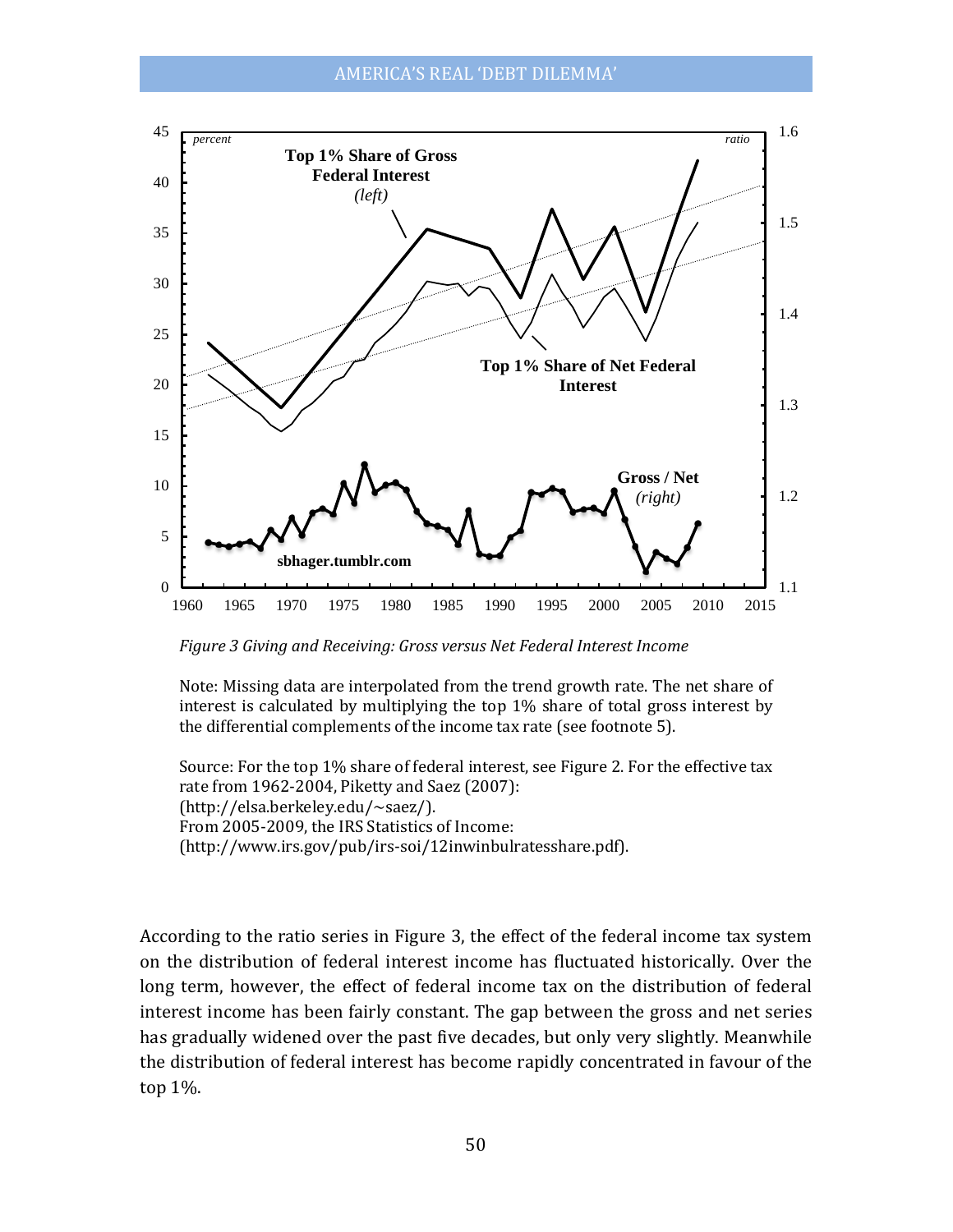45
40
35
30
25
20
15
10
5
0

percent

ratio

1.6
1.5
1.4
1.3
1.2
1.1

**Top 1% Share of Gross Federal Interest** *(left)*

**Top 1% Share of Net Federal Interest**

**Gross / Net** *(right)*

**sbhager.tumblr.com**

1960 1965 1970 1975 1980 1985 1990 1995 2000 2005 2010 2015

*Figure 3 Giving and Receiving: Gross versus Net Federal Interest Income*

Note: Missing data are interpolated from the trend growth rate. The net share of interest is calculated by multiplying the top 1% share of total gross interest by the differential complements of the income tax rate (see footnote 5).

Source: For the top 1% share of federal interest, see Figure 2. For the effective tax rate from 1962-2004, Piketty and Saez (2007):
(http://elsa.berkeley.edu/~saez/).
From 2005-2009, the IRS Statistics of Income:
(http://www.irs.gov/pub/irs-soi/12inwinbulratesshare.pdf).

According to the ratio series in Figure 3, the effect of the federal income tax system on the distribution of federal interest income has fluctuated historically. Over the long term, however, the effect of federal income tax on the distribution of federal interest income has been fairly constant. The gap between the gross and net series has gradually widened over the past five decades, but only very slightly. Meanwhile the distribution of federal interest has become rapidly concentrated in favour of the top 1%.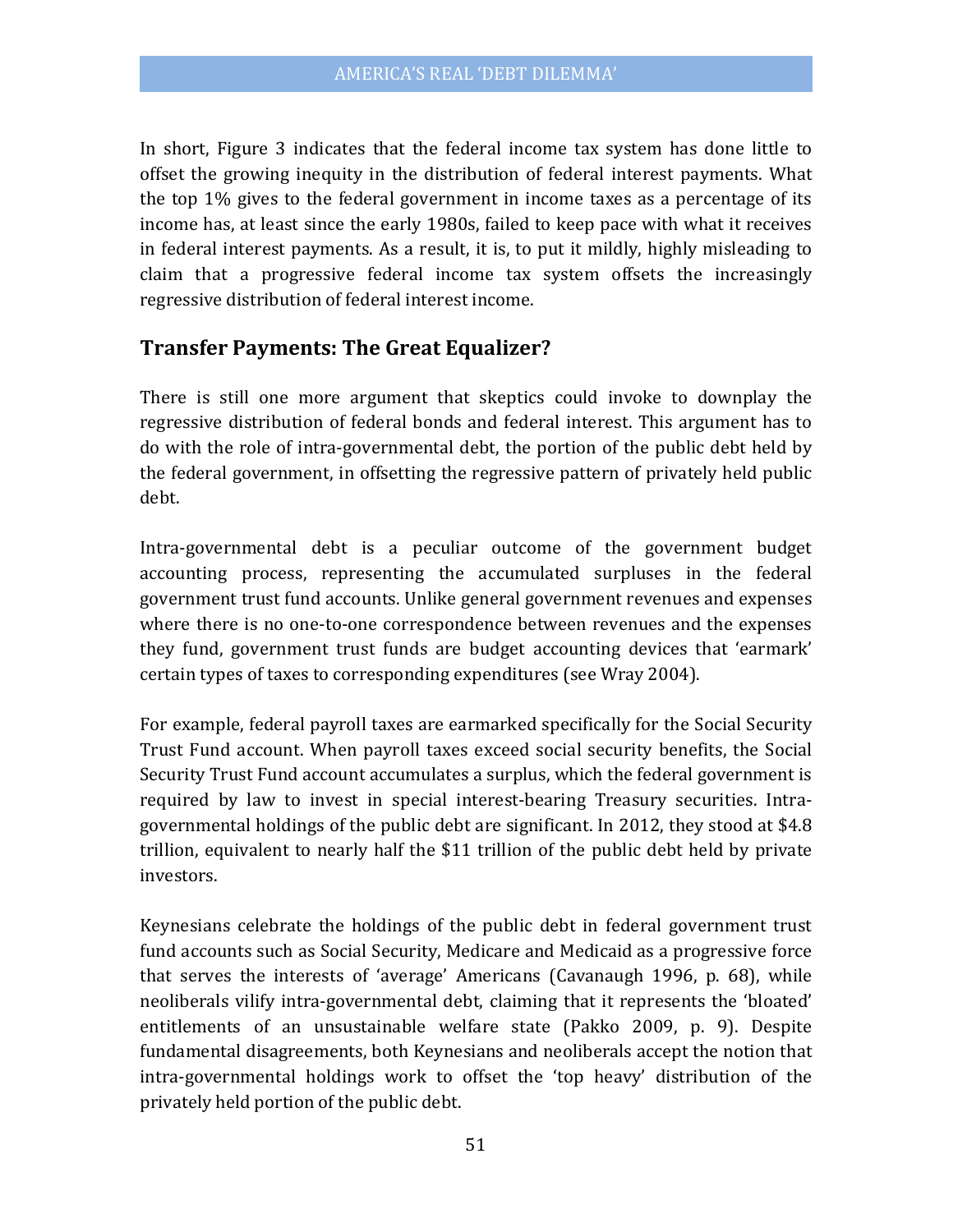In short, Figure 3 indicates that the federal income tax system has done little to offset the growing inequity in the distribution of federal interest payments. What the top 1% gives to the federal government in income taxes as a percentage of its income has, at least since the early 1980s, failed to keep pace with what it receives in federal interest payments. As a result, it is, to put it mildly, highly misleading to claim that a progressive federal income tax system offsets the increasingly regressive distribution of federal interest income.

## Transfer Payments: The Great Equalizer?

There is still one more argument that skeptics could invoke to downplay the regressive distribution of federal bonds and federal interest. This argument has to do with the role of intra-governmental debt, the portion of the public debt held by the federal government, in offsetting the regressive pattern of privately held public debt.

Intra-governmental debt is a peculiar outcome of the government budget accounting process, representing the accumulated surpluses in the federal government trust fund accounts. Unlike general government revenues and expenses where there is no one-to-one correspondence between revenues and the expenses they fund, government trust funds are budget accounting devices that 'earmark' certain types of taxes to corresponding expenditures (see Wray 2004).

For example, federal payroll taxes are earmarked specifically for the Social Security Trust Fund account. When payroll taxes exceed social security benefits, the Social Security Trust Fund account accumulates a surplus, which the federal government is required by law to invest in special interest-bearing Treasury securities. Intra-governmental holdings of the public debt are significant. In 2012, they stood at $4.8 trillion, equivalent to nearly half the $11 trillion of the public debt held by private investors.

Keynesians celebrate the holdings of the public debt in federal government trust fund accounts such as Social Security, Medicare and Medicaid as a progressive force that serves the interests of 'average' Americans (Cavanaugh 1996, p. 68), while neoliberals vilify intra-governmental debt, claiming that it represents the 'bloated' entitlements of an unsustainable welfare state (Pakko 2009, p. 9). Despite fundamental disagreements, both Keynesians and neoliberals accept the notion that intra-governmental holdings work to offset the 'top heavy' distribution of the privately held portion of the public debt.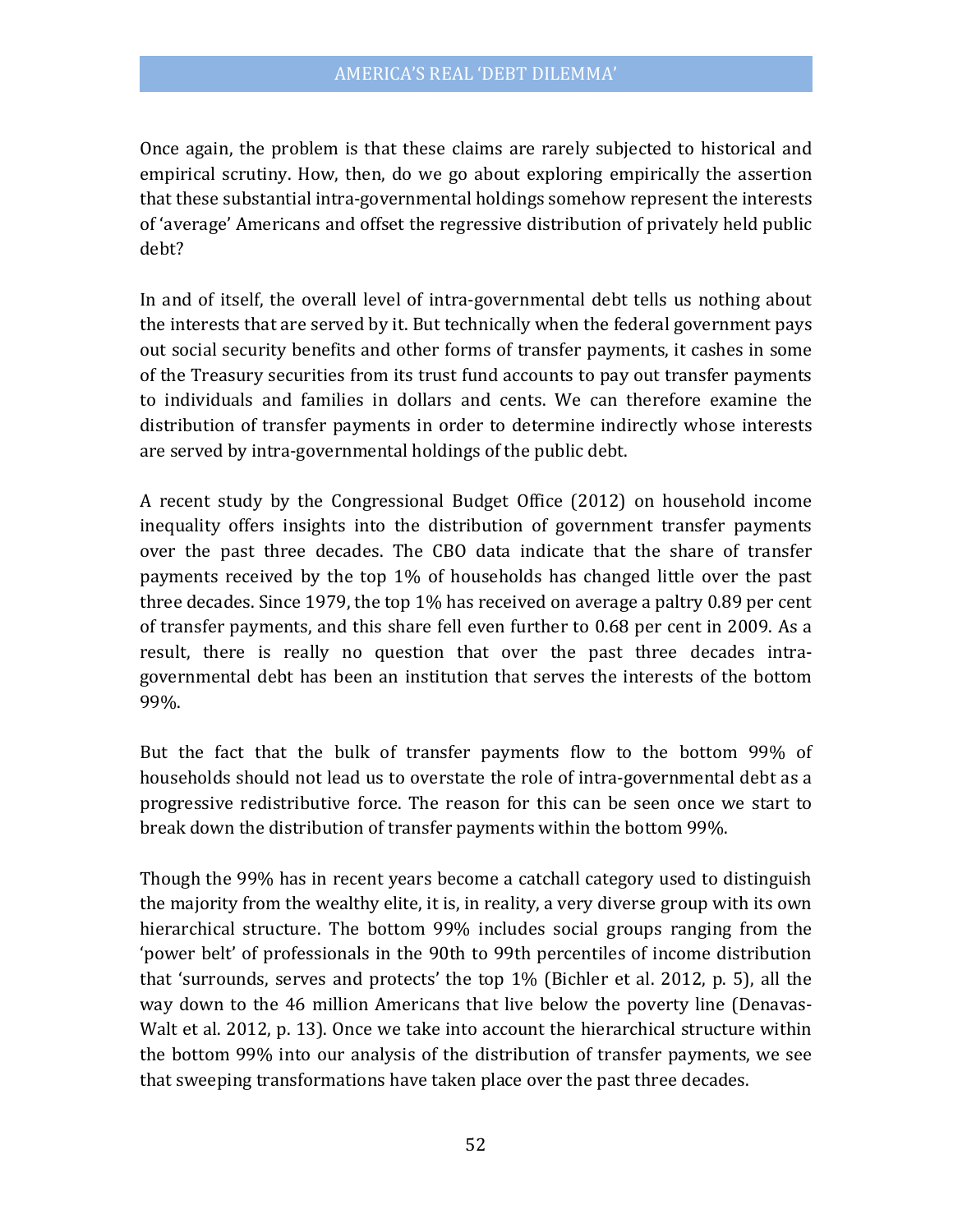Once again, the problem is that these claims are rarely subjected to historical and empirical scrutiny. How, then, do we go about exploring empirically the assertion that these substantial intra-governmental holdings somehow represent the interests of 'average' Americans and offset the regressive distribution of privately held public debt?

In and of itself, the overall level of intra-governmental debt tells us nothing about the interests that are served by it. But technically when the federal government pays out social security benefits and other forms of transfer payments, it cashes in some of the Treasury securities from its trust fund accounts to pay out transfer payments to individuals and families in dollars and cents. We can therefore examine the distribution of transfer payments in order to determine indirectly whose interests are served by intra-governmental holdings of the public debt.

A recent study by the Congressional Budget Office (2012) on household income inequality offers insights into the distribution of government transfer payments over the past three decades. The CBO data indicate that the share of transfer payments received by the top 1% of households has changed little over the past three decades. Since 1979, the top 1% has received on average a paltry 0.89 per cent of transfer payments, and this share fell even further to 0.68 per cent in 2009. As a result, there is really no question that over the past three decades intra-governmental debt has been an institution that serves the interests of the bottom 99%.

But the fact that the bulk of transfer payments flow to the bottom 99% of households should not lead us to overstate the role of intra-governmental debt as a progressive redistributive force. The reason for this can be seen once we start to break down the distribution of transfer payments within the bottom 99%.

Though the 99% has in recent years become a catchall category used to distinguish the majority from the wealthy elite, it is, in reality, a very diverse group with its own hierarchical structure. The bottom 99% includes social groups ranging from the 'power belt' of professionals in the 90th to 99th percentiles of income distribution that 'surrounds, serves and protects' the top 1% (Bichler et al. 2012, p. 5), all the way down to the 46 million Americans that live below the poverty line (Denavas-Walt et al. 2012, p. 13). Once we take into account the hierarchical structure within the bottom 99% into our analysis of the distribution of transfer payments, we see that sweeping transformations have taken place over the past three decades.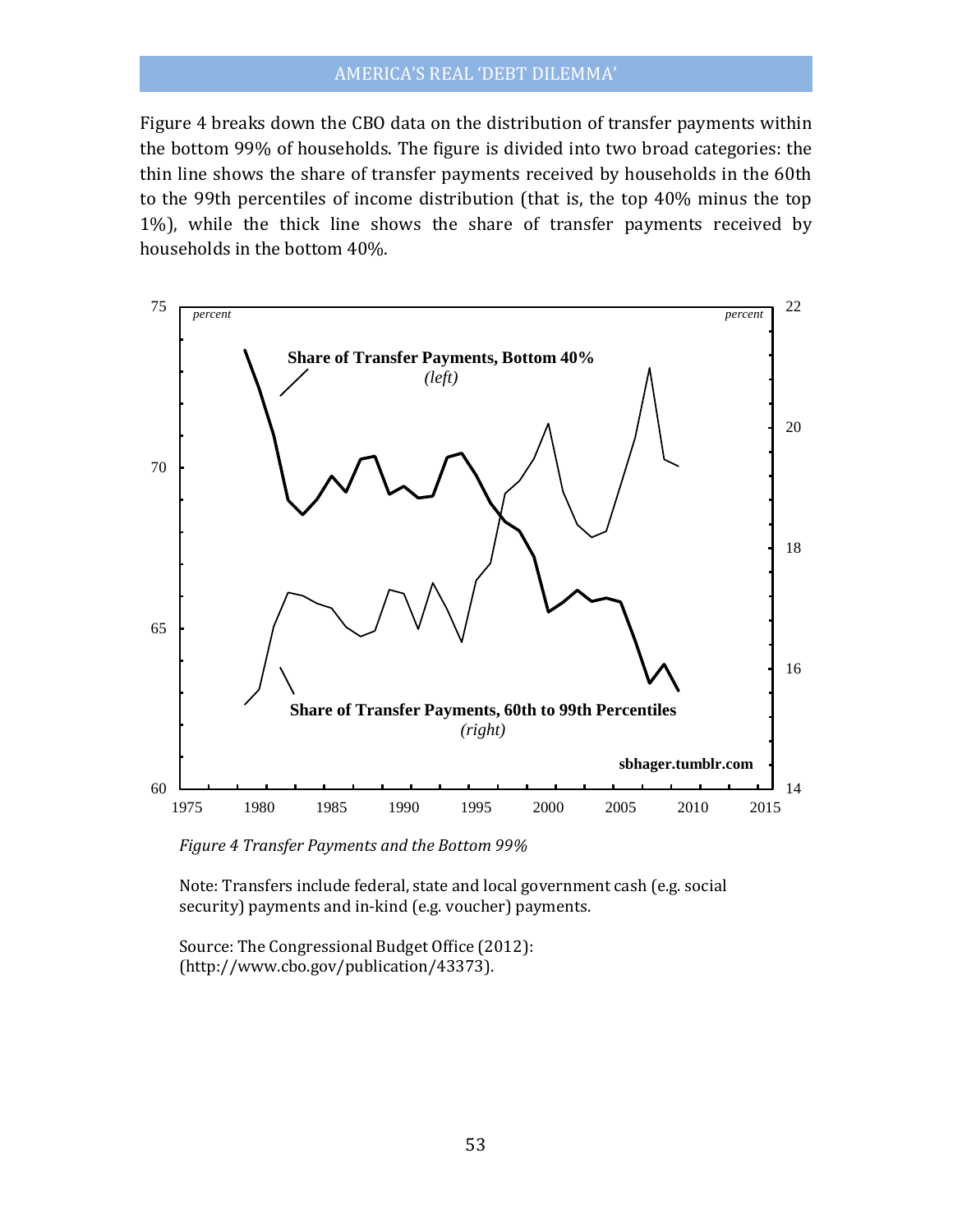Figure 4 breaks down the CBO data on the distribution of transfer payments within the bottom 99% of households. The figure is divided into two broad categories: the thin line shows the share of transfer payments received by households in the 60th to the 99th percentiles of income distribution (that is, the top 40% minus the top 1%), while the thick line shows the share of transfer payments received by households in the bottom 40%.

percent

percent

**Share of Transfer Payments, Bottom 40%**
*(left)*

**Share of Transfer Payments, 60th to 99th Percentiles**
*(right)*

**sbhager.tumblr.com**

75
70
65
60

22
20
18
16
14

1975 1980 1985 1990 1995 2000 2005 2010 2015

*Figure 4 Transfer Payments and the Bottom 99%*

Note: Transfers include federal, state and local government cash (e.g. social security) payments and in-kind (e.g. voucher) payments.

Source: The Congressional Budget Office (2012): (http://www.cbo.gov/publication/43373).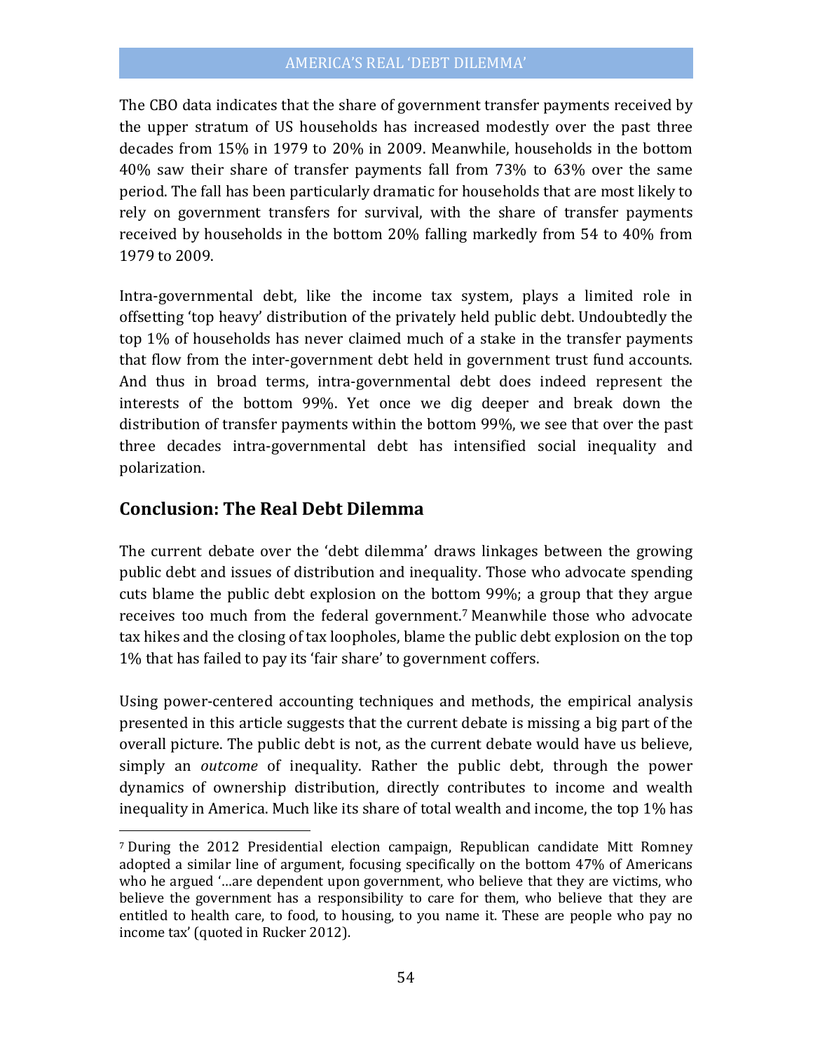The CBO data indicates that the share of government transfer payments received by the upper stratum of US households has increased modestly over the past three decades from 15% in 1979 to 20% in 2009. Meanwhile, households in the bottom 40% saw their share of transfer payments fall from 73% to 63% over the same period. The fall has been particularly dramatic for households that are most likely to rely on government transfers for survival, with the share of transfer payments received by households in the bottom 20% falling markedly from 54 to 40% from 1979 to 2009.

Intra-governmental debt, like the income tax system, plays a limited role in offsetting 'top heavy' distribution of the privately held public debt. Undoubtedly the top 1% of households has never claimed much of a stake in the transfer payments that flow from the inter-government debt held in government trust fund accounts. And thus in broad terms, intra-governmental debt does indeed represent the interests of the bottom 99%. Yet once we dig deeper and break down the distribution of transfer payments within the bottom 99%, we see that over the past three decades intra-governmental debt has intensified social inequality and polarization.

## Conclusion: The Real Debt Dilemma

The current debate over the 'debt dilemma' draws linkages between the growing public debt and issues of distribution and inequality. Those who advocate spending cuts blame the public debt explosion on the bottom 99%; a group that they argue receives too much from the federal government.[7] Meanwhile those who advocate tax hikes and the closing of tax loopholes, blame the public debt explosion on the top 1% that has failed to pay its 'fair share' to government coffers.

Using power-centered accounting techniques and methods, the empirical analysis presented in this article suggests that the current debate is missing a big part of the overall picture. The public debt is not, as the current debate would have us believe, simply an *outcome* of inequality. Rather the public debt, through the power dynamics of ownership distribution, directly contributes to income and wealth inequality in America. Much like its share of total wealth and income, the top 1% has

[7] During the 2012 Presidential election campaign, Republican candidate Mitt Romney adopted a similar line of argument, focusing specifically on the bottom 47% of Americans who he argued '…are dependent upon government, who believe that they are victims, who believe the government has a responsibility to care for them, who believe that they are entitled to health care, to food, to housing, to you name it. These are people who pay no income tax' (quoted in Rucker 2012).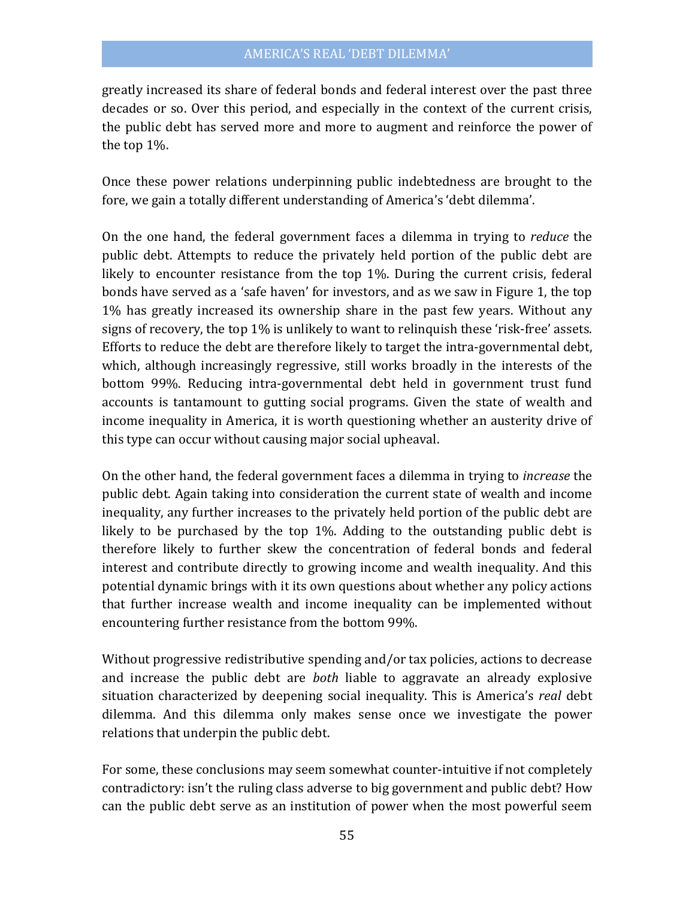greatly increased its share of federal bonds and federal interest over the past three decades or so. Over this period, and especially in the context of the current crisis, the public debt has served more and more to augment and reinforce the power of the top 1%.

Once these power relations underpinning public indebtedness are brought to the fore, we gain a totally different understanding of America's 'debt dilemma'.

On the one hand, the federal government faces a dilemma in trying to *reduce* the public debt. Attempts to reduce the privately held portion of the public debt are likely to encounter resistance from the top 1%. During the current crisis, federal bonds have served as a 'safe haven' for investors, and as we saw in Figure 1, the top 1% has greatly increased its ownership share in the past few years. Without any signs of recovery, the top 1% is unlikely to want to relinquish these 'risk-free' assets. Efforts to reduce the debt are therefore likely to target the intra-governmental debt, which, although increasingly regressive, still works broadly in the interests of the bottom 99%. Reducing intra-governmental debt held in government trust fund accounts is tantamount to gutting social programs. Given the state of wealth and income inequality in America, it is worth questioning whether an austerity drive of this type can occur without causing major social upheaval.

On the other hand, the federal government faces a dilemma in trying to *increase* the public debt. Again taking into consideration the current state of wealth and income inequality, any further increases to the privately held portion of the public debt are likely to be purchased by the top 1%. Adding to the outstanding public debt is therefore likely to further skew the concentration of federal bonds and federal interest and contribute directly to growing income and wealth inequality. And this potential dynamic brings with it its own questions about whether any policy actions that further increase wealth and income inequality can be implemented without encountering further resistance from the bottom 99%.

Without progressive redistributive spending and/or tax policies, actions to decrease and increase the public debt are *both* liable to aggravate an already explosive situation characterized by deepening social inequality. This is America's *real* debt dilemma. And this dilemma only makes sense once we investigate the power relations that underpin the public debt.

For some, these conclusions may seem somewhat counter-intuitive if not completely contradictory: isn't the ruling class adverse to big government and public debt? How can the public debt serve as an institution of power when the most powerful seem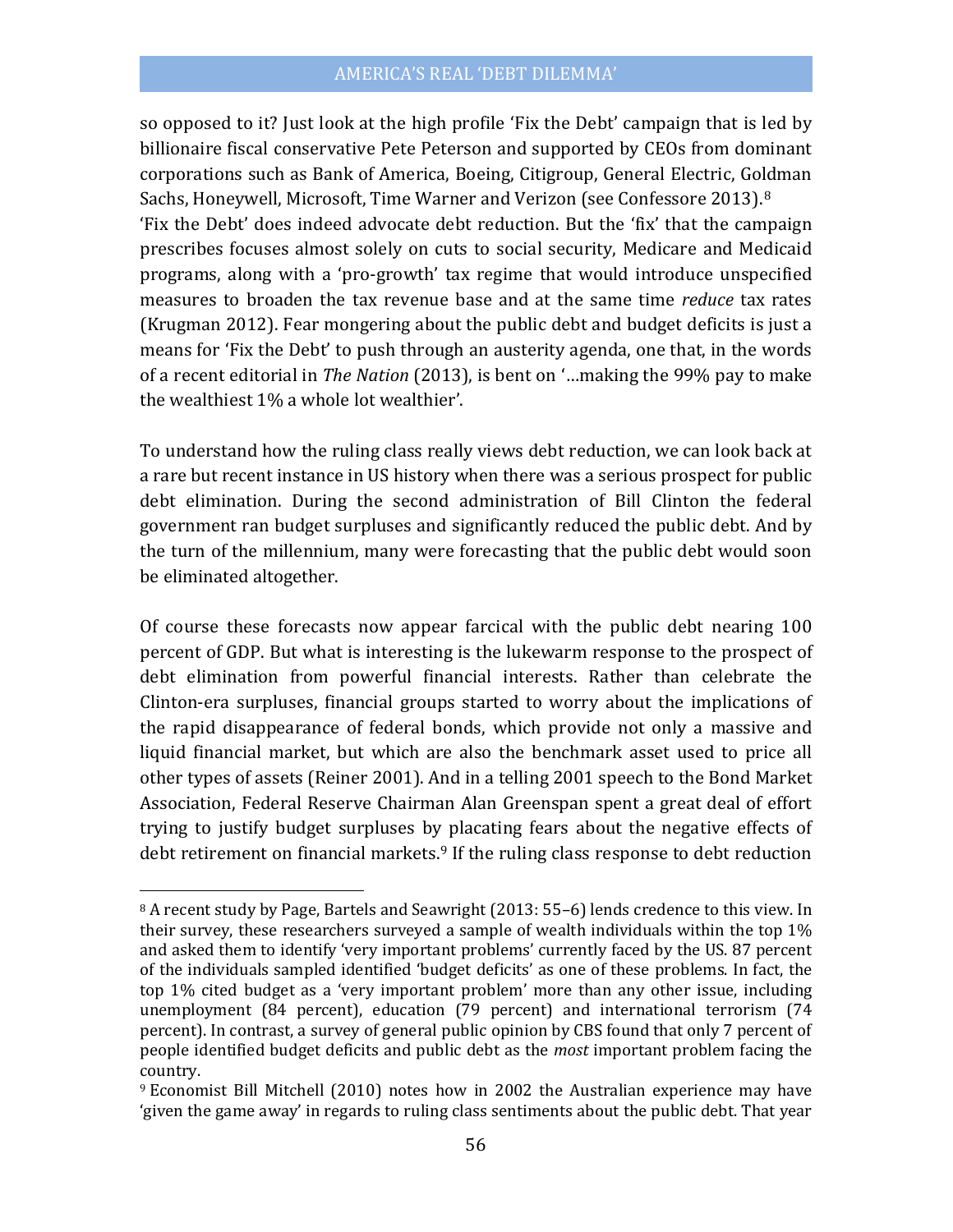so opposed to it? Just look at the high profile 'Fix the Debt' campaign that is led by billionaire fiscal conservative Pete Peterson and supported by CEOs from dominant corporations such as Bank of America, Boeing, Citigroup, General Electric, Goldman Sachs, Honeywell, Microsoft, Time Warner and Verizon (see Confessore 2013).[8]
'Fix the Debt' does indeed advocate debt reduction. But the 'fix' that the campaign prescribes focuses almost solely on cuts to social security, Medicare and Medicaid programs, along with a 'pro-growth' tax regime that would introduce unspecified measures to broaden the tax revenue base and at the same time *reduce* tax rates (Krugman 2012). Fear mongering about the public debt and budget deficits is just a means for 'Fix the Debt' to push through an austerity agenda, one that, in the words of a recent editorial in *The Nation* (2013), is bent on '…making the 99% pay to make the wealthiest 1% a whole lot wealthier'.

To understand how the ruling class really views debt reduction, we can look back at a rare but recent instance in US history when there was a serious prospect for public debt elimination. During the second administration of Bill Clinton the federal government ran budget surpluses and significantly reduced the public debt. And by the turn of the millennium, many were forecasting that the public debt would soon be eliminated altogether.

Of course these forecasts now appear farcical with the public debt nearing 100 percent of GDP. But what is interesting is the lukewarm response to the prospect of debt elimination from powerful financial interests. Rather than celebrate the Clinton-era surpluses, financial groups started to worry about the implications of the rapid disappearance of federal bonds, which provide not only a massive and liquid financial market, but which are also the benchmark asset used to price all other types of assets (Reiner 2001). And in a telling 2001 speech to the Bond Market Association, Federal Reserve Chairman Alan Greenspan spent a great deal of effort trying to justify budget surpluses by placating fears about the negative effects of debt retirement on financial markets.[9] If the ruling class response to debt reduction

---

[8] A recent study by Page, Bartels and Seawright (2013: 55–6) lends credence to this view. In their survey, these researchers surveyed a sample of wealth individuals within the top 1% and asked them to identify 'very important problems' currently faced by the US. 87 percent of the individuals sampled identified 'budget deficits' as one of these problems. In fact, the top 1% cited budget as a 'very important problem' more than any other issue, including unemployment (84 percent), education (79 percent) and international terrorism (74 percent). In contrast, a survey of general public opinion by CBS found that only 7 percent of people identified budget deficits and public debt as the *most* important problem facing the country.

[9] Economist Bill Mitchell (2010) notes how in 2002 the Australian experience may have 'given the game away' in regards to ruling class sentiments about the public debt. That year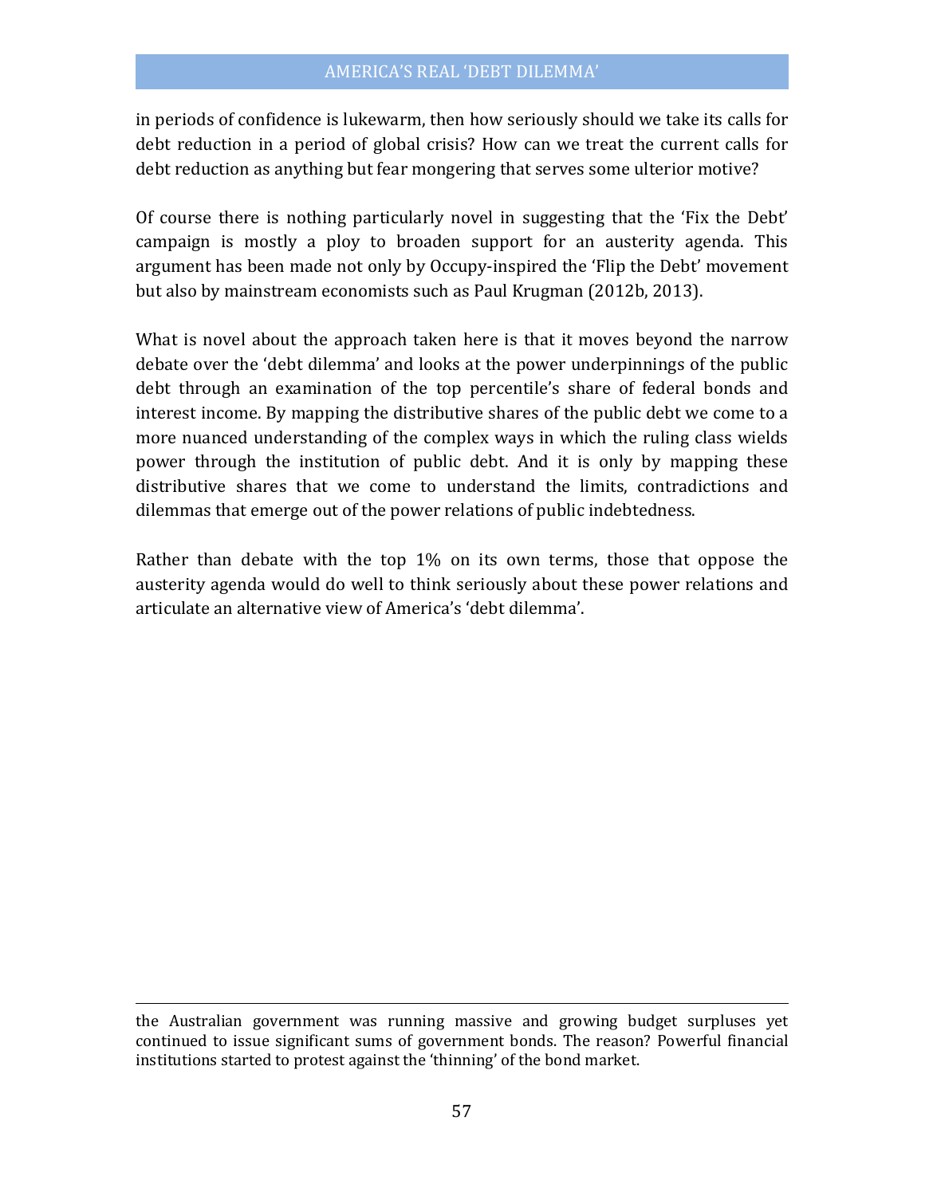in periods of confidence is lukewarm, then how seriously should we take its calls for debt reduction in a period of global crisis? How can we treat the current calls for debt reduction as anything but fear mongering that serves some ulterior motive?

Of course there is nothing particularly novel in suggesting that the 'Fix the Debt' campaign is mostly a ploy to broaden support for an austerity agenda. This argument has been made not only by Occupy-inspired the 'Flip the Debt' movement but also by mainstream economists such as Paul Krugman (2012b, 2013).

What is novel about the approach taken here is that it moves beyond the narrow debate over the 'debt dilemma' and looks at the power underpinnings of the public debt through an examination of the top percentile's share of federal bonds and interest income. By mapping the distributive shares of the public debt we come to a more nuanced understanding of the complex ways in which the ruling class wields power through the institution of public debt. And it is only by mapping these distributive shares that we come to understand the limits, contradictions and dilemmas that emerge out of the power relations of public indebtedness.

Rather than debate with the top 1% on its own terms, those that oppose the austerity agenda would do well to think seriously about these power relations and articulate an alternative view of America's 'debt dilemma'.

---

the Australian government was running massive and growing budget surpluses yet continued to issue significant sums of government bonds. The reason? Powerful financial institutions started to protest against the 'thinning' of the bond market.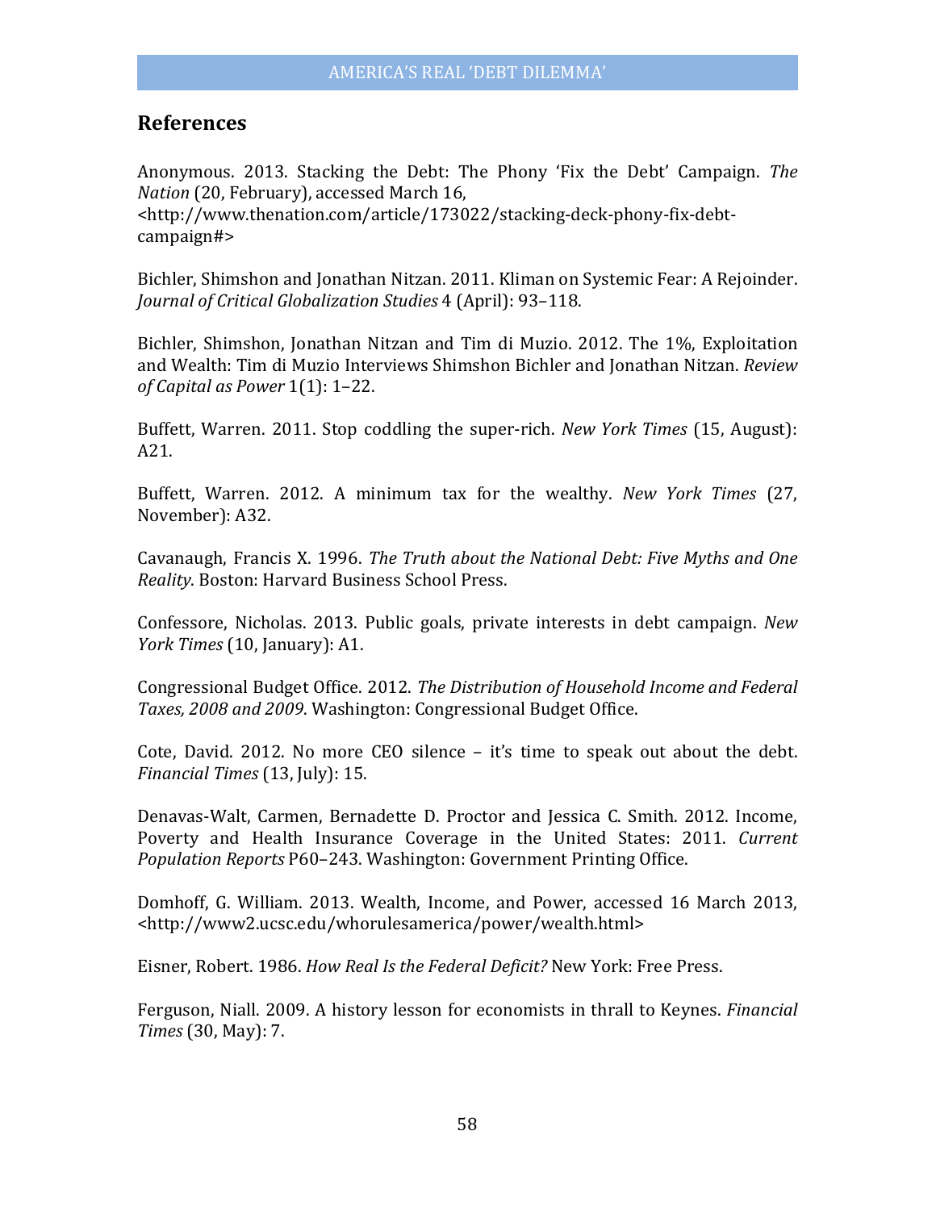## References

Anonymous. 2013. Stacking the Debt: The Phony 'Fix the Debt' Campaign. *The Nation* (20, February), accessed March 16, <http://www.thenation.com/article/173022/stacking-deck-phony-fix-debt-campaign#>

Bichler, Shimshon and Jonathan Nitzan. 2011. Kliman on Systemic Fear: A Rejoinder. *Journal of Critical Globalization Studies* 4 (April): 93–118.

Bichler, Shimshon, Jonathan Nitzan and Tim di Muzio. 2012. The 1%, Exploitation and Wealth: Tim di Muzio Interviews Shimshon Bichler and Jonathan Nitzan. *Review of Capital as Power* 1(1): 1–22.

Buffett, Warren. 2011. Stop coddling the super-rich. *New York Times* (15, August): A21.

Buffett, Warren. 2012. A minimum tax for the wealthy. *New York Times* (27, November): A32.

Cavanaugh, Francis X. 1996. *The Truth about the National Debt: Five Myths and One Reality*. Boston: Harvard Business School Press.

Confessore, Nicholas. 2013. Public goals, private interests in debt campaign. *New York Times* (10, January): A1.

Congressional Budget Office. 2012. *The Distribution of Household Income and Federal Taxes, 2008 and 2009*. Washington: Congressional Budget Office.

Cote, David. 2012. No more CEO silence – it's time to speak out about the debt. *Financial Times* (13, July): 15.

Denavas-Walt, Carmen, Bernadette D. Proctor and Jessica C. Smith. 2012. Income, Poverty and Health Insurance Coverage in the United States: 2011. *Current Population Reports* P60–243. Washington: Government Printing Office.

Domhoff, G. William. 2013. Wealth, Income, and Power, accessed 16 March 2013, <http://www2.ucsc.edu/whorulesamerica/power/wealth.html>

Eisner, Robert. 1986. *How Real Is the Federal Deficit?* New York: Free Press.

Ferguson, Niall. 2009. A history lesson for economists in thrall to Keynes. *Financial Times* (30, May): 7.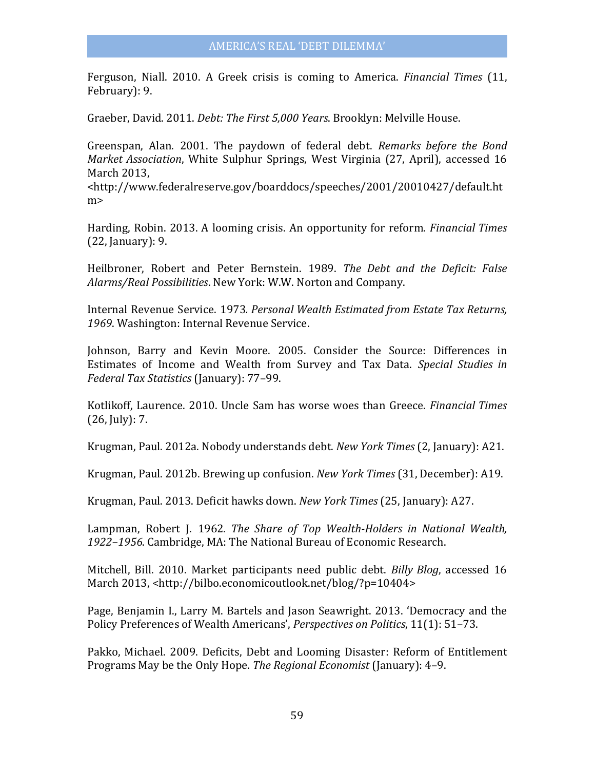Ferguson, Niall. 2010. A Greek crisis is coming to America. *Financial Times* (11, February): 9.

Graeber, David. 2011. *Debt: The First 5,000 Years*. Brooklyn: Melville House.

Greenspan, Alan. 2001. The paydown of federal debt. *Remarks before the Bond Market Association*, White Sulphur Springs, West Virginia (27, April), accessed 16 March 2013, <http://www.federalreserve.gov/boarddocs/speeches/2001/20010427/default.htm>

Harding, Robin. 2013. A looming crisis. An opportunity for reform. *Financial Times* (22, January): 9.

Heilbroner, Robert and Peter Bernstein. 1989. *The Debt and the Deficit: False Alarms/Real Possibilities*. New York: W.W. Norton and Company.

Internal Revenue Service. 1973. *Personal Wealth Estimated from Estate Tax Returns, 1969*. Washington: Internal Revenue Service.

Johnson, Barry and Kevin Moore. 2005. Consider the Source: Differences in Estimates of Income and Wealth from Survey and Tax Data. *Special Studies in Federal Tax Statistics* (January): 77–99.

Kotlikoff, Laurence. 2010. Uncle Sam has worse woes than Greece. *Financial Times* (26, July): 7.

Krugman, Paul. 2012a. Nobody understands debt. *New York Times* (2, January): A21.

Krugman, Paul. 2012b. Brewing up confusion. *New York Times* (31, December): A19.

Krugman, Paul. 2013. Deficit hawks down. *New York Times* (25, January): A27.

Lampman, Robert J. 1962. *The Share of Top Wealth-Holders in National Wealth, 1922–1956*. Cambridge, MA: The National Bureau of Economic Research.

Mitchell, Bill. 2010. Market participants need public debt. *Billy Blog*, accessed 16 March 2013, <http://bilbo.economicoutlook.net/blog/?p=10404>

Page, Benjamin I., Larry M. Bartels and Jason Seawright. 2013. 'Democracy and the Policy Preferences of Wealth Americans', *Perspectives on Politics*, 11(1): 51–73.

Pakko, Michael. 2009. Deficits, Debt and Looming Disaster: Reform of Entitlement Programs May be the Only Hope. *The Regional Economist* (January): 4–9.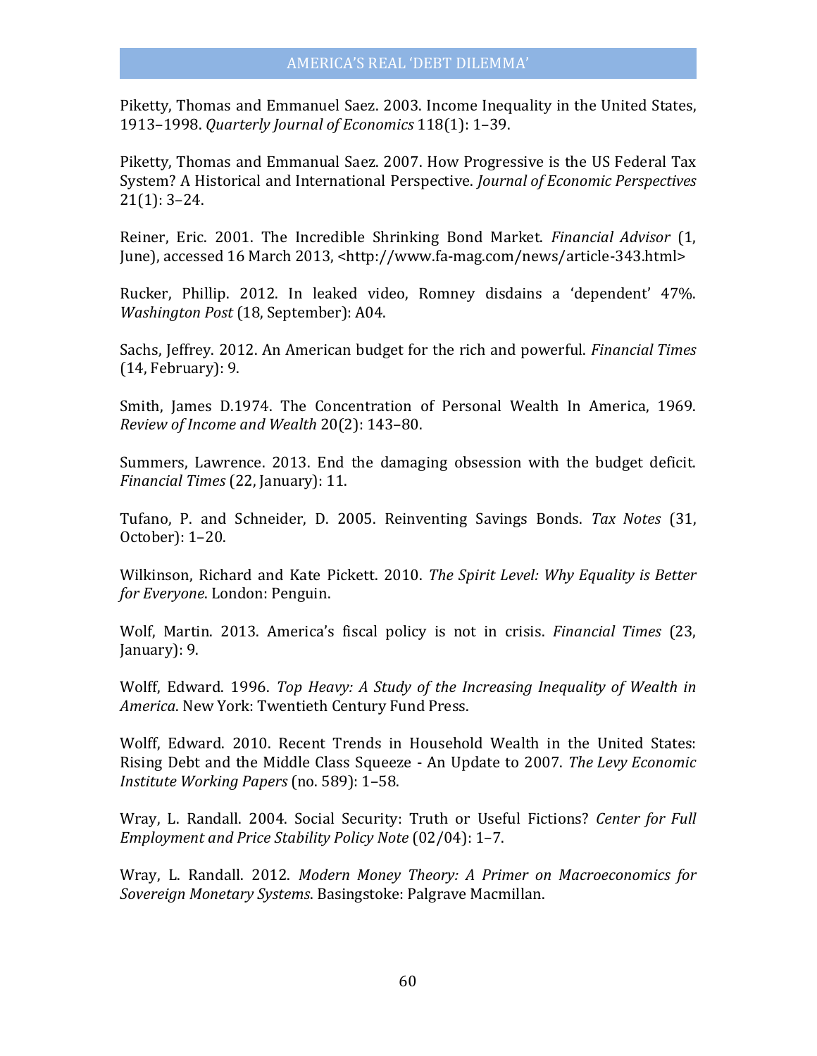Piketty, Thomas and Emmanuel Saez. 2003. Income Inequality in the United States, 1913–1998. *Quarterly Journal of Economics* 118(1): 1–39.

Piketty, Thomas and Emmanual Saez. 2007. How Progressive is the US Federal Tax System? A Historical and International Perspective. *Journal of Economic Perspectives* 21(1): 3–24.

Reiner, Eric. 2001. The Incredible Shrinking Bond Market. *Financial Advisor* (1, June), accessed 16 March 2013, <http://www.fa-mag.com/news/article-343.html>

Rucker, Phillip. 2012. In leaked video, Romney disdains a 'dependent' 47%. *Washington Post* (18, September): A04.

Sachs, Jeffrey. 2012. An American budget for the rich and powerful. *Financial Times* (14, February): 9.

Smith, James D.1974. The Concentration of Personal Wealth In America, 1969. *Review of Income and Wealth* 20(2): 143–80.

Summers, Lawrence. 2013. End the damaging obsession with the budget deficit. *Financial Times* (22, January): 11.

Tufano, P. and Schneider, D. 2005. Reinventing Savings Bonds. *Tax Notes* (31, October): 1–20.

Wilkinson, Richard and Kate Pickett. 2010. *The Spirit Level: Why Equality is Better for Everyone*. London: Penguin.

Wolf, Martin. 2013. America's fiscal policy is not in crisis. *Financial Times* (23, January): 9.

Wolff, Edward. 1996. *Top Heavy: A Study of the Increasing Inequality of Wealth in America*. New York: Twentieth Century Fund Press.

Wolff, Edward. 2010. Recent Trends in Household Wealth in the United States: Rising Debt and the Middle Class Squeeze - An Update to 2007. *The Levy Economic Institute Working Papers* (no. 589): 1–58.

Wray, L. Randall. 2004. Social Security: Truth or Useful Fictions? *Center for Full Employment and Price Stability Policy Note* (02/04): 1–7.

Wray, L. Randall. 2012. *Modern Money Theory: A Primer on Macroeconomics for Sovereign Monetary Systems*. Basingstoke: Palgrave Macmillan.